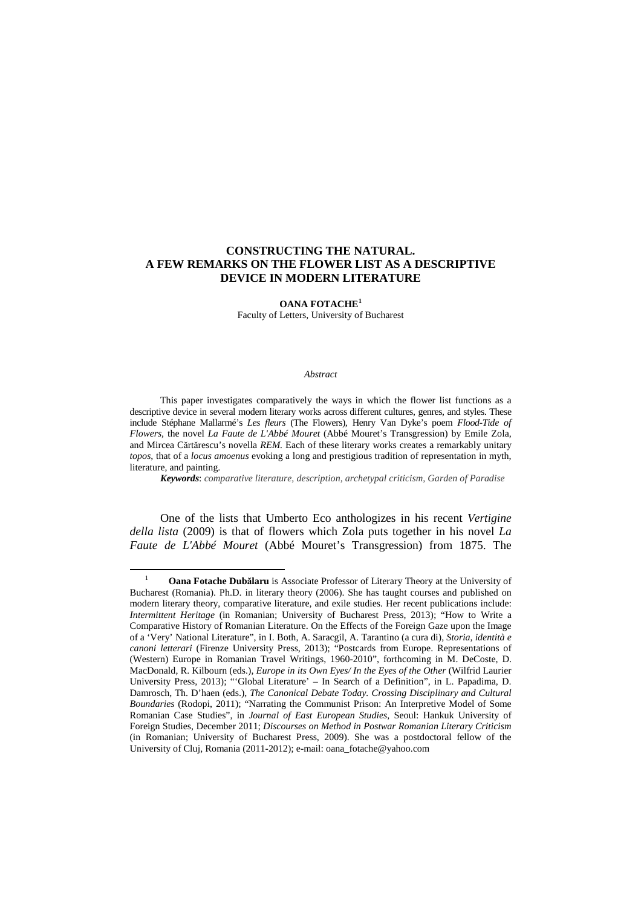# CONSTRUCTING THE NATURAL. A FEW REMARKS ON THE FLOWER LIST AS A DESCRIPTIVE DEVICE IN MODERN LITERATURE

**OANA FOTACHE**[1]

Faculty of Letters, University of Bucharest

*Abstract*

This paper investigates comparatively the ways in which the flower list functions as a descriptive device in several modern literary works across different cultures, genres, and styles. These include Stéphane Mallarmé's *Les fleurs* (The Flowers), Henry Van Dyke's poem *Flood-Tide of Flowers*, the novel *La Faute de L'Abbé Mouret* (Abbé Mouret's Transgression) by Emile Zola, and Mircea Cărtărescu's novella *REM*. Each of these literary works creates a remarkably unitary *topos*, that of a *locus amoenus* evoking a long and prestigious tradition of representation in myth, literature, and painting.

***Keywords***: *comparative literature, description, archetypal criticism, Garden of Paradise*

One of the lists that Umberto Eco anthologizes in his recent *Vertigine della lista* (2009) is that of flowers which Zola puts together in his novel *La Faute de L'Abbé Mouret* (Abbé Mouret's Transgression) from 1875. The

---

[1] **Oana Fotache Dubălaru** is Associate Professor of Literary Theory at the University of Bucharest (Romania). Ph.D. in literary theory (2006). She has taught courses and published on modern literary theory, comparative literature, and exile studies. Her recent publications include: *Intermittent Heritage* (in Romanian; University of Bucharest Press, 2013); "How to Write a Comparative History of Romanian Literature. On the Effects of the Foreign Gaze upon the Image of a 'Very' National Literature", in I. Both, A. Saracgil, A. Tarantino (a cura di), *Storia, identità e canoni letterari* (Firenze University Press, 2013); "Postcards from Europe. Representations of (Western) Europe in Romanian Travel Writings, 1960-2010", forthcoming in M. DeCoste, D. MacDonald, R. Kilbourn (eds.), *Europe in its Own Eyes/ In the Eyes of the Other* (Wilfrid Laurier University Press, 2013); "'Global Literature' – In Search of a Definition", in L. Papadima, D. Damrosch, Th. D'haen (eds.), *The Canonical Debate Today. Crossing Disciplinary and Cultural Boundaries* (Rodopi, 2011); "Narrating the Communist Prison: An Interpretive Model of Some Romanian Case Studies", in *Journal of East European Studies*, Seoul: Hankuk University of Foreign Studies, December 2011; *Discourses on Method in Postwar Romanian Literary Criticism* (in Romanian; University of Bucharest Press, 2009). She was a postdoctoral fellow of the University of Cluj, Romania (2011-2012); e-mail: oana_fotache@yahoo.com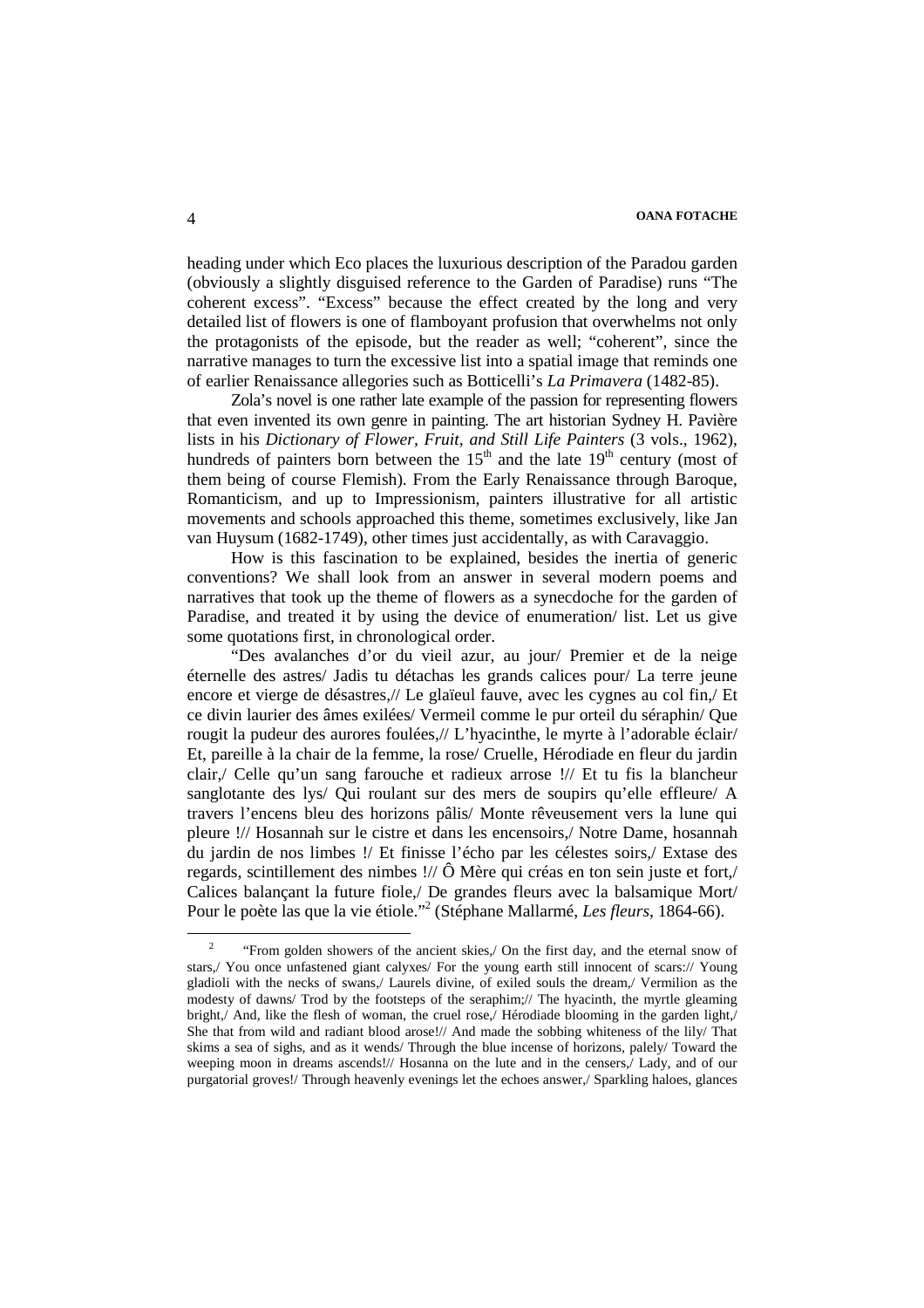heading under which Eco places the luxurious description of the Paradou garden (obviously a slightly disguised reference to the Garden of Paradise) runs "The coherent excess". "Excess" because the effect created by the long and very detailed list of flowers is one of flamboyant profusion that overwhelms not only the protagonists of the episode, but the reader as well; "coherent", since the narrative manages to turn the excessive list into a spatial image that reminds one of earlier Renaissance allegories such as Botticelli's *La Primavera* (1482-85).

Zola's novel is one rather late example of the passion for representing flowers that even invented its own genre in painting. The art historian Sydney H. Pavière lists in his *Dictionary of Flower, Fruit, and Still Life Painters* (3 vols., 1962), hundreds of painters born between the 15th and the late 19th century (most of them being of course Flemish). From the Early Renaissance through Baroque, Romanticism, and up to Impressionism, painters illustrative for all artistic movements and schools approached this theme, sometimes exclusively, like Jan van Huysum (1682-1749), other times just accidentally, as with Caravaggio.

How is this fascination to be explained, besides the inertia of generic conventions? We shall look from an answer in several modern poems and narratives that took up the theme of flowers as a synecdoche for the garden of Paradise, and treated it by using the device of enumeration/ list. Let us give some quotations first, in chronological order.

"Des avalanches d'or du vieil azur, au jour/ Premier et de la neige éternelle des astres/ Jadis tu détachas les grands calices pour/ La terre jeune encore et vierge de désastres,// Le glaïeul fauve, avec les cygnes au col fin,/ Et ce divin laurier des âmes exilées/ Vermeil comme le pur orteil du séraphin/ Que rougit la pudeur des aurores foulées,// L'hyacinthe, le myrte à l'adorable éclair/ Et, pareille à la chair de la femme, la rose/ Cruelle, Hérodiade en fleur du jardin clair,/ Celle qu'un sang farouche et radieux arrose !// Et tu fis la blancheur sanglotante des lys/ Qui roulant sur des mers de soupirs qu'elle effleure/ A travers l'encens bleu des horizons pâlis/ Monte rêveusement vers la lune qui pleure !// Hosannah sur le cistre et dans les encensoirs,/ Notre Dame, hosannah du jardin de nos limbes !/ Et finisse l'écho par les célestes soirs,/ Extase des regards, scintillement des nimbes !// Ô Mère qui créas en ton sein juste et fort,/ Calices balançant la future fiole,/ De grandes fleurs avec la balsamique Mort/ Pour le poète las que la vie étiole."[2] (Stéphane Mallarmé, *Les fleurs*, 1864-66).

[2] "From golden showers of the ancient skies,/ On the first day, and the eternal snow of stars,/ You once unfastened giant calyxes/ For the young earth still innocent of scars:// Young gladioli with the necks of swans,/ Laurels divine, of exiled souls the dream,/ Vermilion as the modesty of dawns/ Trod by the footsteps of the seraphim;// The hyacinth, the myrtle gleaming bright,/ And, like the flesh of woman, the cruel rose,/ Hérodiade blooming in the garden light,/ She that from wild and radiant blood arose!// And made the sobbing whiteness of the lily/ That skims a sea of sighs, and as it wends/ Through the blue incense of horizons, palely/ Toward the weeping moon in dreams ascends!// Hosanna on the lute and in the censers,/ Lady, and of our purgatorial groves!/ Through heavenly evenings let the echoes answer,/ Sparkling haloes, glances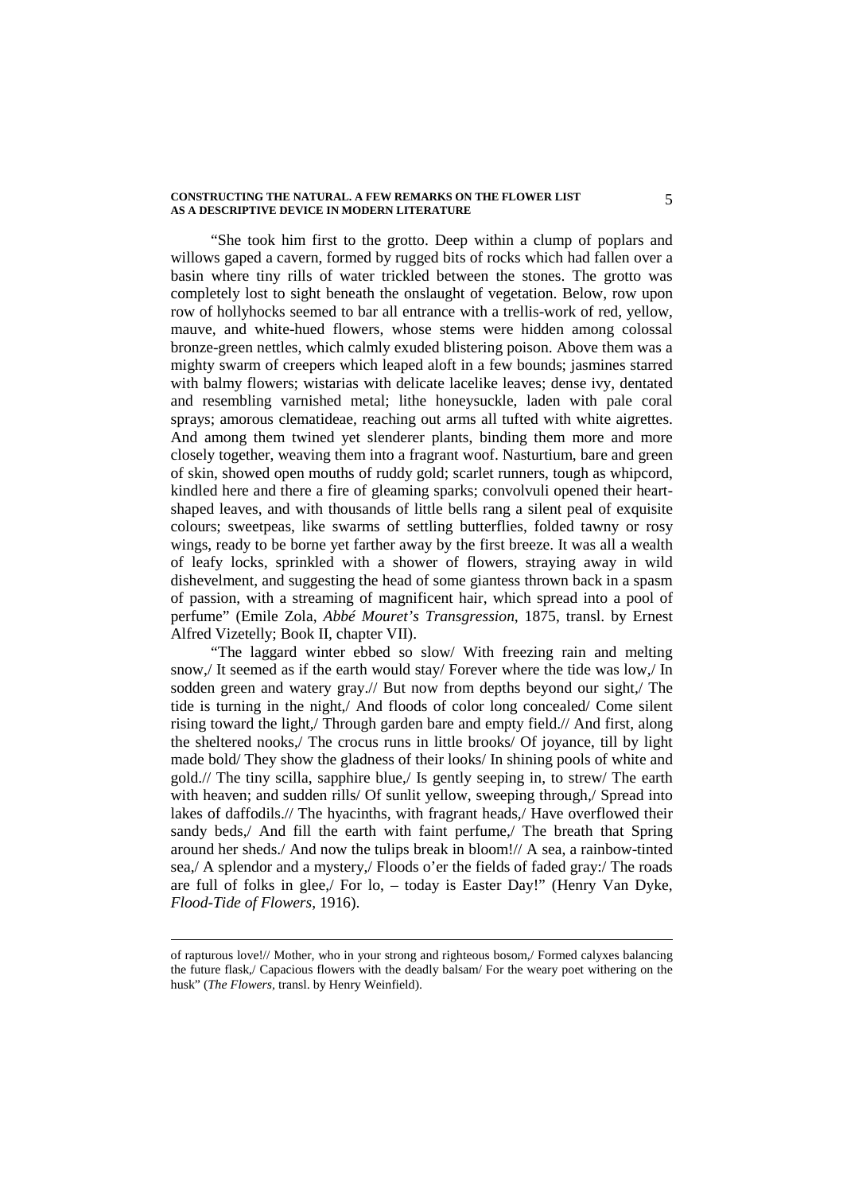"She took him first to the grotto. Deep within a clump of poplars and willows gaped a cavern, formed by rugged bits of rocks which had fallen over a basin where tiny rills of water trickled between the stones. The grotto was completely lost to sight beneath the onslaught of vegetation. Below, row upon row of hollyhocks seemed to bar all entrance with a trellis-work of red, yellow, mauve, and white-hued flowers, whose stems were hidden among colossal bronze-green nettles, which calmly exuded blistering poison. Above them was a mighty swarm of creepers which leaped aloft in a few bounds; jasmines starred with balmy flowers; wistarias with delicate lacelike leaves; dense ivy, dentated and resembling varnished metal; lithe honeysuckle, laden with pale coral sprays; amorous clematideae, reaching out arms all tufted with white aigrettes. And among them twined yet slenderer plants, binding them more and more closely together, weaving them into a fragrant woof. Nasturtium, bare and green of skin, showed open mouths of ruddy gold; scarlet runners, tough as whipcord, kindled here and there a fire of gleaming sparks; convolvuli opened their heart-shaped leaves, and with thousands of little bells rang a silent peal of exquisite colours; sweetpeas, like swarms of settling butterflies, folded tawny or rosy wings, ready to be borne yet farther away by the first breeze. It was all a wealth of leafy locks, sprinkled with a shower of flowers, straying away in wild dishevelment, and suggesting the head of some giantess thrown back in a spasm of passion, with a streaming of magnificent hair, which spread into a pool of perfume" (Emile Zola, *Abbé Mouret's Transgression*, 1875, transl. by Ernest Alfred Vizetelly; Book II, chapter VII).

"The laggard winter ebbed so slow/ With freezing rain and melting snow,/ It seemed as if the earth would stay/ Forever where the tide was low,/ In sodden green and watery gray.// But now from depths beyond our sight,/ The tide is turning in the night,/ And floods of color long concealed/ Come silent rising toward the light,/ Through garden bare and empty field.// And first, along the sheltered nooks,/ The crocus runs in little brooks/ Of joyance, till by light made bold/ They show the gladness of their looks/ In shining pools of white and gold.// The tiny scilla, sapphire blue,/ Is gently seeping in, to strew/ The earth with heaven; and sudden rills/ Of sunlit yellow, sweeping through,/ Spread into lakes of daffodils.// The hyacinths, with fragrant heads,/ Have overflowed their sandy beds,/ And fill the earth with faint perfume,/ The breath that Spring around her sheds./ And now the tulips break in bloom!// A sea, a rainbow-tinted sea,/ A splendor and a mystery,/ Floods o'er the fields of faded gray:/ The roads are full of folks in glee,/ For lo, – today is Easter Day!" (Henry Van Dyke, *Flood-Tide of Flowers*, 1916).

---

of rapturous love!// Mother, who in your strong and righteous bosom,/ Formed calyxes balancing the future flask,/ Capacious flowers with the deadly balsam/ For the weary poet withering on the husk" (*The Flowers*, transl. by Henry Weinfield).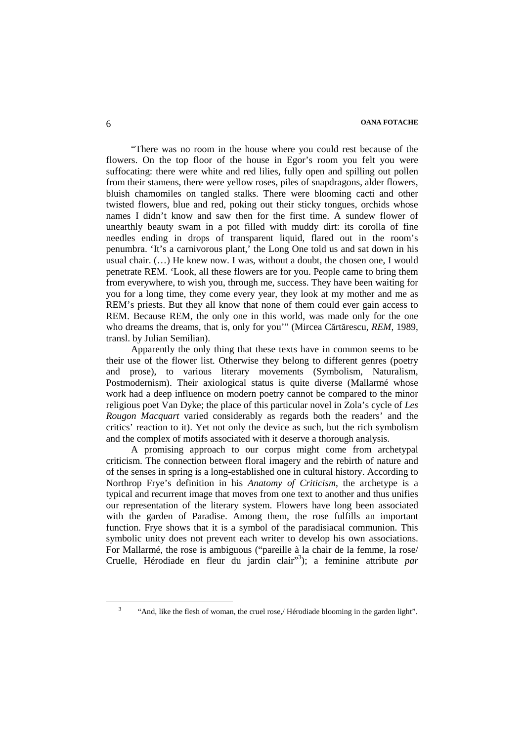"There was no room in the house where you could rest because of the flowers. On the top floor of the house in Egor's room you felt you were suffocating: there were white and red lilies, fully open and spilling out pollen from their stamens, there were yellow roses, piles of snapdragons, alder flowers, bluish chamomiles on tangled stalks. There were blooming cacti and other twisted flowers, blue and red, poking out their sticky tongues, orchids whose names I didn't know and saw then for the first time. A sundew flower of unearthly beauty swam in a pot filled with muddy dirt: its corolla of fine needles ending in drops of transparent liquid, flared out in the room's penumbra. 'It's a carnivorous plant,' the Long One told us and sat down in his usual chair. (…) He knew now. I was, without a doubt, the chosen one, I would penetrate REM. 'Look, all these flowers are for you. People came to bring them from everywhere, to wish you, through me, success. They have been waiting for you for a long time, they come every year, they look at my mother and me as REM's priests. But they all know that none of them could ever gain access to REM. Because REM, the only one in this world, was made only for the one who dreams the dreams, that is, only for you'" (Mircea Cărtărescu, *REM*, 1989, transl. by Julian Semilian).

Apparently the only thing that these texts have in common seems to be their use of the flower list. Otherwise they belong to different genres (poetry and prose), to various literary movements (Symbolism, Naturalism, Postmodernism). Their axiological status is quite diverse (Mallarmé whose work had a deep influence on modern poetry cannot be compared to the minor religious poet Van Dyke; the place of this particular novel in Zola's cycle of *Les Rougon Macquart* varied considerably as regards both the readers' and the critics' reaction to it). Yet not only the device as such, but the rich symbolism and the complex of motifs associated with it deserve a thorough analysis.

A promising approach to our corpus might come from archetypal criticism. The connection between floral imagery and the rebirth of nature and of the senses in spring is a long-established one in cultural history. According to Northrop Frye's definition in his *Anatomy of Criticism*, the archetype is a typical and recurrent image that moves from one text to another and thus unifies our representation of the literary system. Flowers have long been associated with the garden of Paradise. Among them, the rose fulfills an important function. Frye shows that it is a symbol of the paradisiacal communion. This symbolic unity does not prevent each writer to develop his own associations. For Mallarmé, the rose is ambiguous ("pareille à la chair de la femme, la rose/ Cruelle, Hérodiade en fleur du jardin clair"[3]); a feminine attribute *par*

[3] "And, like the flesh of woman, the cruel rose,/ Hérodiade blooming in the garden light".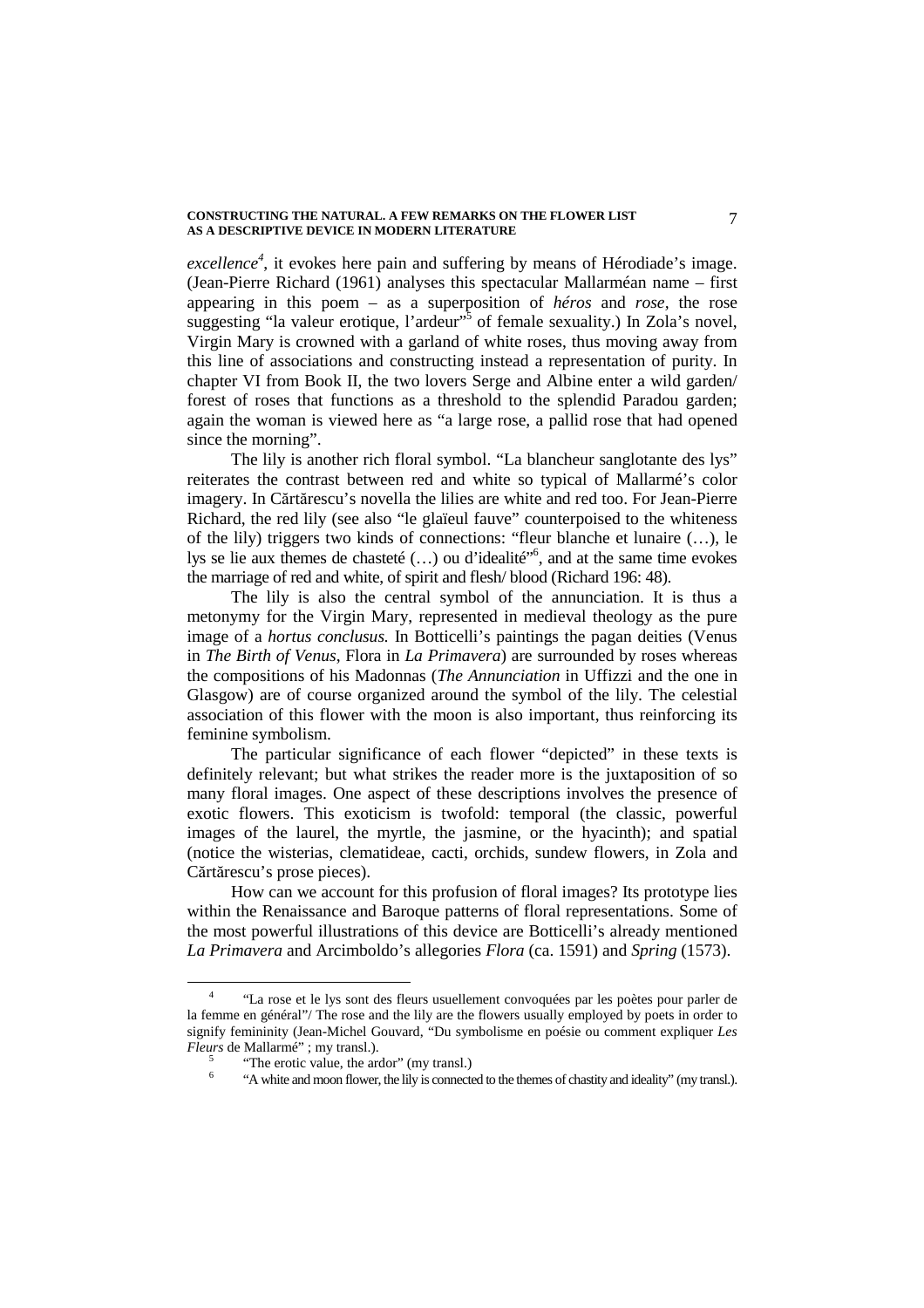*excellence*[4], it evokes here pain and suffering by means of Hérodiade's image. (Jean-Pierre Richard (1961) analyses this spectacular Mallarméan name – first appearing in this poem – as a superposition of *héros* and *rose*, the rose suggesting "la valeur erotique, l'ardeur"[5] of female sexuality.) In Zola's novel, Virgin Mary is crowned with a garland of white roses, thus moving away from this line of associations and constructing instead a representation of purity. In chapter VI from Book II, the two lovers Serge and Albine enter a wild garden/ forest of roses that functions as a threshold to the splendid Paradou garden; again the woman is viewed here as "a large rose, a pallid rose that had opened since the morning".

The lily is another rich floral symbol. "La blancheur sanglotante des lys" reiterates the contrast between red and white so typical of Mallarmé's color imagery. In Cărtărescu's novella the lilies are white and red too. For Jean-Pierre Richard, the red lily (see also "le glaïeul fauve" counterpoised to the whiteness of the lily) triggers two kinds of connections: "fleur blanche et lunaire (…), le lys se lie aux themes de chasteté (…) ou d'idealité"[6], and at the same time evokes the marriage of red and white, of spirit and flesh/ blood (Richard 196: 48).

The lily is also the central symbol of the annunciation. It is thus a metonymy for the Virgin Mary, represented in medieval theology as the pure image of a *hortus conclusus.* In Botticelli's paintings the pagan deities (Venus in *The Birth of Venus*, Flora in *La Primavera*) are surrounded by roses whereas the compositions of his Madonnas (*The Annunciation* in Uffizzi and the one in Glasgow) are of course organized around the symbol of the lily. The celestial association of this flower with the moon is also important, thus reinforcing its feminine symbolism.

The particular significance of each flower "depicted" in these texts is definitely relevant; but what strikes the reader more is the juxtaposition of so many floral images. One aspect of these descriptions involves the presence of exotic flowers. This exoticism is twofold: temporal (the classic, powerful images of the laurel, the myrtle, the jasmine, or the hyacinth); and spatial (notice the wisterias, clematideae, cacti, orchids, sundew flowers, in Zola and Cărtărescu's prose pieces).

How can we account for this profusion of floral images? Its prototype lies within the Renaissance and Baroque patterns of floral representations. Some of the most powerful illustrations of this device are Botticelli's already mentioned *La Primavera* and Arcimboldo's allegories *Flora* (ca. 1591) and *Spring* (1573).

---

[4] "La rose et le lys sont des fleurs usuellement convoquées par les poètes pour parler de la femme en général"/ The rose and the lily are the flowers usually employed by poets in order to signify femininity (Jean-Michel Gouvard, "Du symbolisme en poésie ou comment expliquer *Les Fleurs* de Mallarmé" ; my transl.).

[5] "The erotic value, the ardor" (my transl.)

[6] "A white and moon flower, the lily is connected to the themes of chastity and ideality" (my transl.).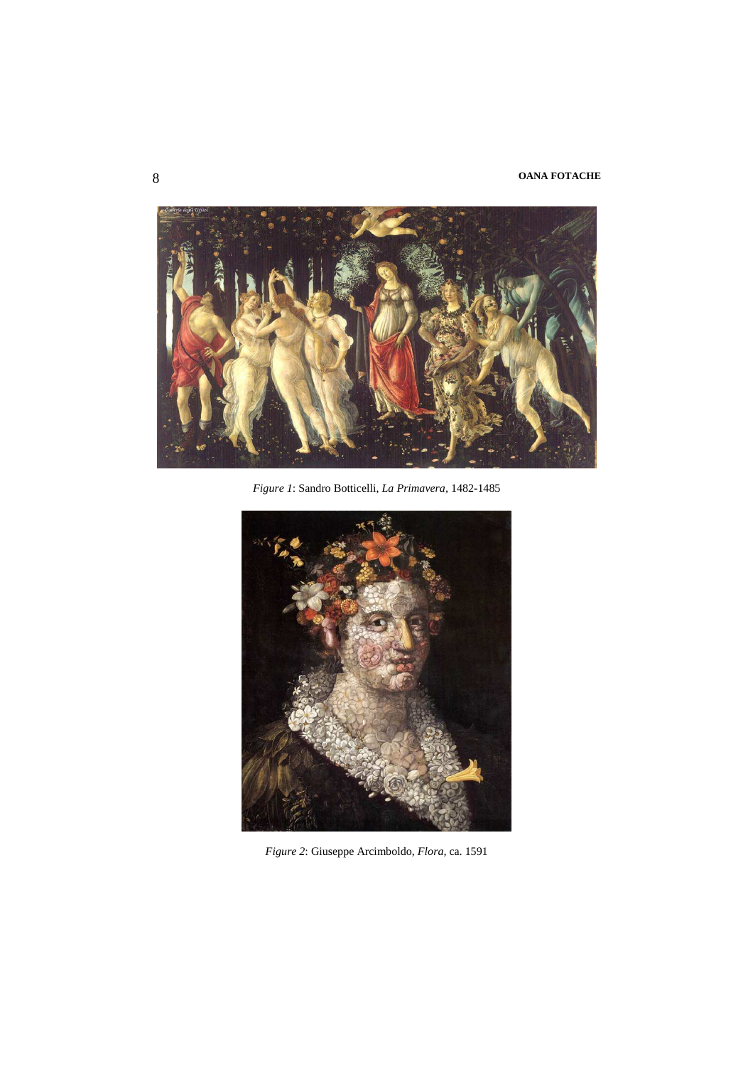*Figure 1*: Sandro Botticelli, *La Primavera*, 1482-1485

*Figure 2*: Giuseppe Arcimboldo, *Flora*, ca. 1591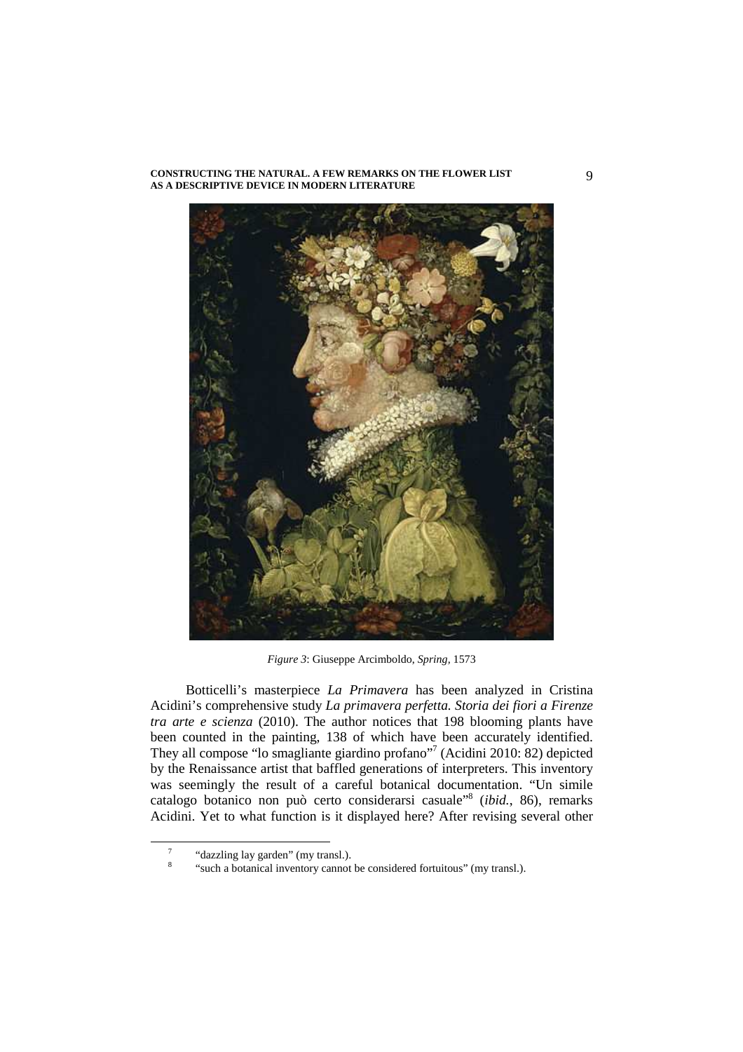*Figure 3*: Giuseppe Arcimboldo, *Spring*, 1573

Botticelli's masterpiece *La Primavera* has been analyzed in Cristina Acidini's comprehensive study *La primavera perfetta. Storia dei fiori a Firenze tra arte e scienza* (2010). The author notices that 198 blooming plants have been counted in the painting, 138 of which have been accurately identified. They all compose "lo smagliante giardino profano"[7] (Acidini 2010: 82) depicted by the Renaissance artist that baffled generations of interpreters. This inventory was seemingly the result of a careful botanical documentation. "Un simile catalogo botanico non può certo considerarsi casuale"[8] (*ibid.*, 86), remarks Acidini. Yet to what function is it displayed here? After revising several other

[7] "dazzling lay garden" (my transl.).

[8] "such a botanical inventory cannot be considered fortuitous" (my transl.).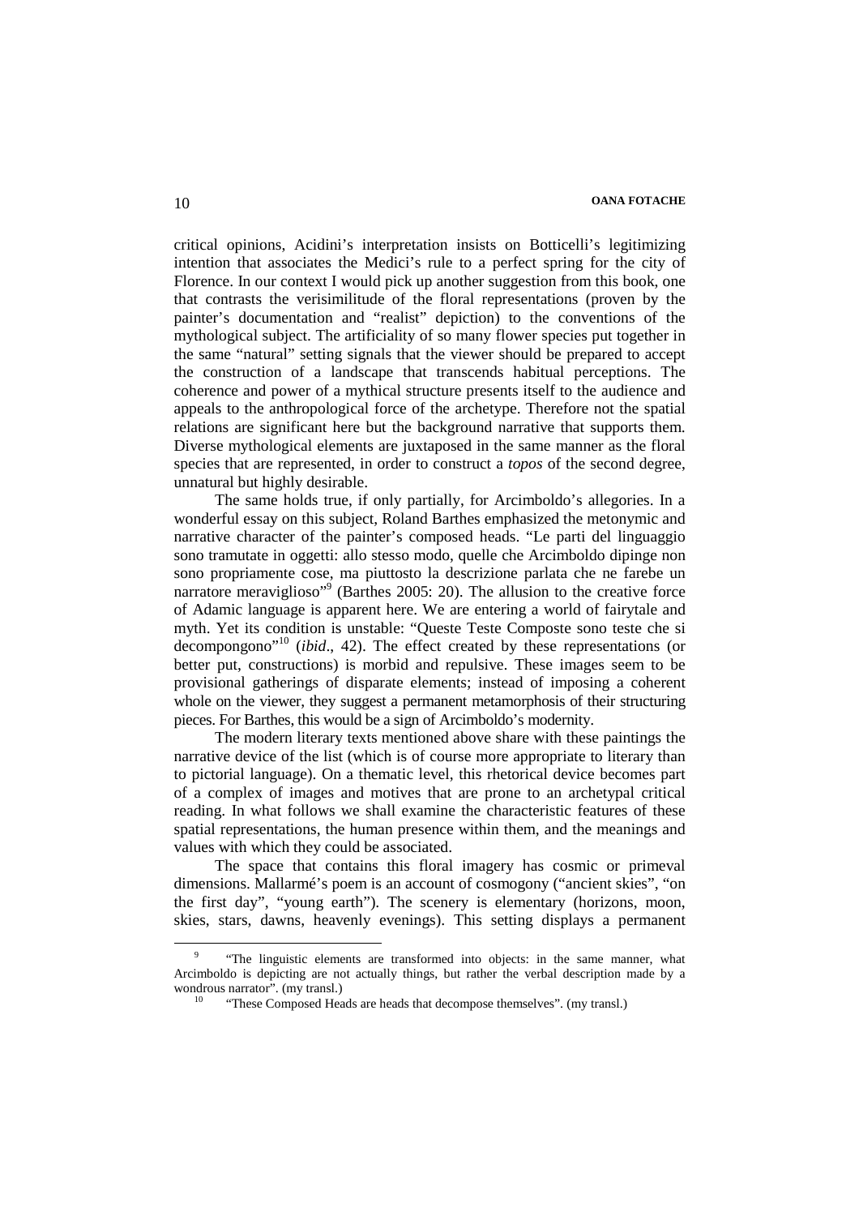critical opinions, Acidini's interpretation insists on Botticelli's legitimizing intention that associates the Medici's rule to a perfect spring for the city of Florence. In our context I would pick up another suggestion from this book, one that contrasts the verisimilitude of the floral representations (proven by the painter's documentation and "realist" depiction) to the conventions of the mythological subject. The artificiality of so many flower species put together in the same "natural" setting signals that the viewer should be prepared to accept the construction of a landscape that transcends habitual perceptions. The coherence and power of a mythical structure presents itself to the audience and appeals to the anthropological force of the archetype. Therefore not the spatial relations are significant here but the background narrative that supports them. Diverse mythological elements are juxtaposed in the same manner as the floral species that are represented, in order to construct a *topos* of the second degree, unnatural but highly desirable.

The same holds true, if only partially, for Arcimboldo's allegories. In a wonderful essay on this subject, Roland Barthes emphasized the metonymic and narrative character of the painter's composed heads. "Le parti del linguaggio sono tramutate in oggetti: allo stesso modo, quelle che Arcimboldo dipinge non sono propriamente cose, ma piuttosto la descrizione parlata che ne farebe un narratore meraviglioso"[9] (Barthes 2005: 20). The allusion to the creative force of Adamic language is apparent here. We are entering a world of fairytale and myth. Yet its condition is unstable: "Queste Teste Composte sono teste che si decompongono"[10] (*ibid*., 42). The effect created by these representations (or better put, constructions) is morbid and repulsive. These images seem to be provisional gatherings of disparate elements; instead of imposing a coherent whole on the viewer, they suggest a permanent metamorphosis of their structuring pieces. For Barthes, this would be a sign of Arcimboldo's modernity.

The modern literary texts mentioned above share with these paintings the narrative device of the list (which is of course more appropriate to literary than to pictorial language). On a thematic level, this rhetorical device becomes part of a complex of images and motives that are prone to an archetypal critical reading. In what follows we shall examine the characteristic features of these spatial representations, the human presence within them, and the meanings and values with which they could be associated.

The space that contains this floral imagery has cosmic or primeval dimensions. Mallarmé's poem is an account of cosmogony ("ancient skies", "on the first day", "young earth"). The scenery is elementary (horizons, moon, skies, stars, dawns, heavenly evenings). This setting displays a permanent

---

[9] "The linguistic elements are transformed into objects: in the same manner, what Arcimboldo is depicting are not actually things, but rather the verbal description made by a wondrous narrator". (my transl.)

[10] "These Composed Heads are heads that decompose themselves". (my transl.)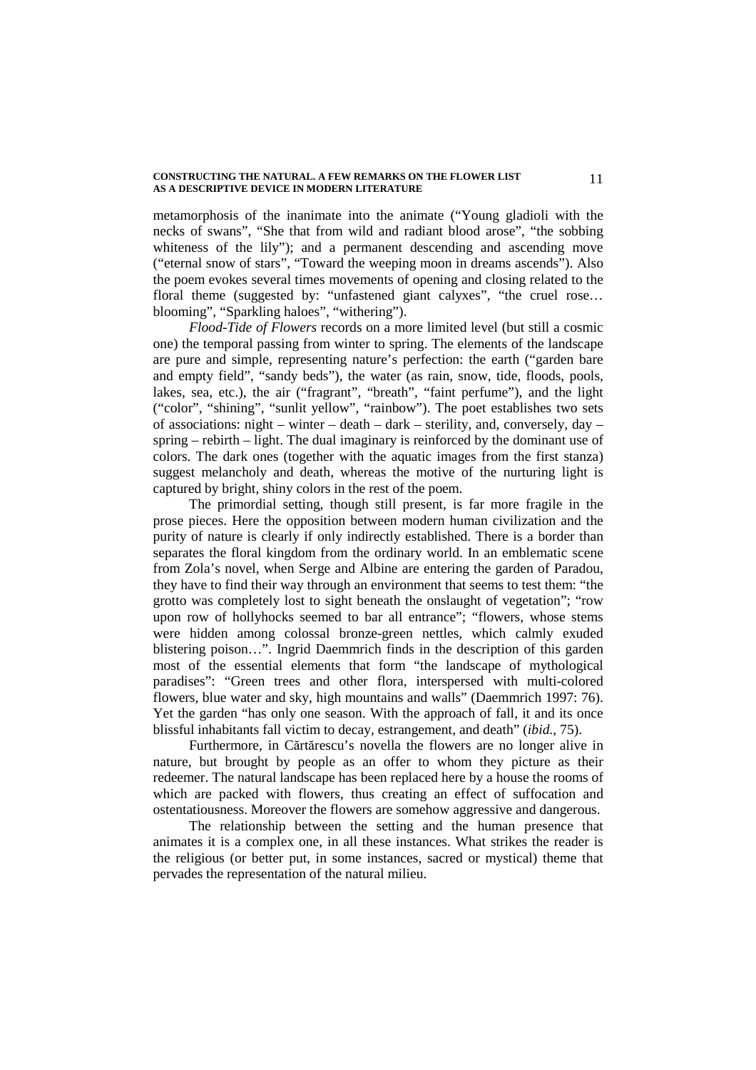metamorphosis of the inanimate into the animate ("Young gladioli with the necks of swans", "She that from wild and radiant blood arose", "the sobbing whiteness of the lily"); and a permanent descending and ascending move ("eternal snow of stars", "Toward the weeping moon in dreams ascends"). Also the poem evokes several times movements of opening and closing related to the floral theme (suggested by: "unfastened giant calyxes", "the cruel rose… blooming", "Sparkling haloes", "withering").

*Flood-Tide of Flowers* records on a more limited level (but still a cosmic one) the temporal passing from winter to spring. The elements of the landscape are pure and simple, representing nature's perfection: the earth ("garden bare and empty field", "sandy beds"), the water (as rain, snow, tide, floods, pools, lakes, sea, etc.), the air ("fragrant", "breath", "faint perfume"), and the light ("color", "shining", "sunlit yellow", "rainbow"). The poet establishes two sets of associations: night – winter – death – dark – sterility, and, conversely, day – spring – rebirth – light. The dual imaginary is reinforced by the dominant use of colors. The dark ones (together with the aquatic images from the first stanza) suggest melancholy and death, whereas the motive of the nurturing light is captured by bright, shiny colors in the rest of the poem.

The primordial setting, though still present, is far more fragile in the prose pieces. Here the opposition between modern human civilization and the purity of nature is clearly if only indirectly established. There is a border than separates the floral kingdom from the ordinary world. In an emblematic scene from Zola's novel, when Serge and Albine are entering the garden of Paradou, they have to find their way through an environment that seems to test them: "the grotto was completely lost to sight beneath the onslaught of vegetation"; "row upon row of hollyhocks seemed to bar all entrance"; "flowers, whose stems were hidden among colossal bronze-green nettles, which calmly exuded blistering poison…". Ingrid Daemmrich finds in the description of this garden most of the essential elements that form "the landscape of mythological paradises": "Green trees and other flora, interspersed with multi-colored flowers, blue water and sky, high mountains and walls" (Daemmrich 1997: 76). Yet the garden "has only one season. With the approach of fall, it and its once blissful inhabitants fall victim to decay, estrangement, and death" (*ibid*., 75).

Furthermore, in Cărtărescu's novella the flowers are no longer alive in nature, but brought by people as an offer to whom they picture as their redeemer. The natural landscape has been replaced here by a house the rooms of which are packed with flowers, thus creating an effect of suffocation and ostentatiousness. Moreover the flowers are somehow aggressive and dangerous.

The relationship between the setting and the human presence that animates it is a complex one, in all these instances. What strikes the reader is the religious (or better put, in some instances, sacred or mystical) theme that pervades the representation of the natural milieu.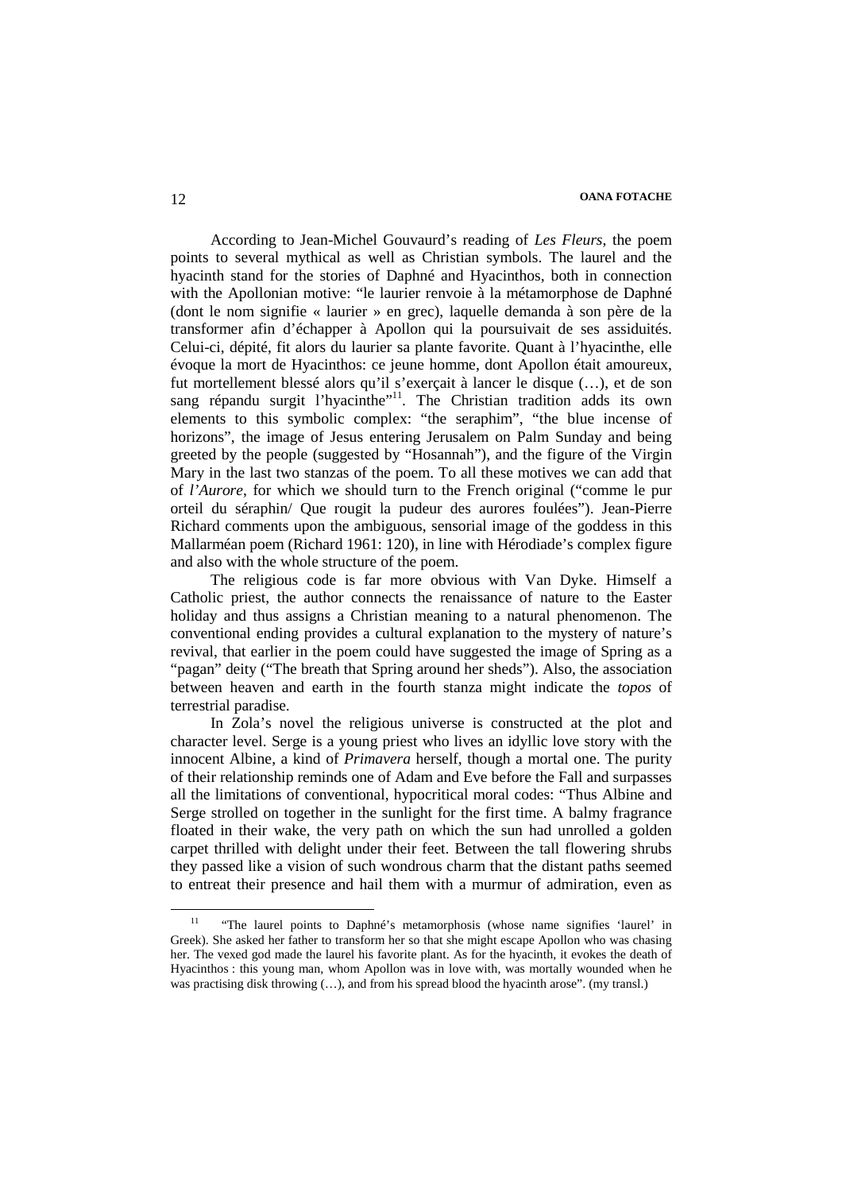According to Jean-Michel Gouvaurd's reading of *Les Fleurs*, the poem points to several mythical as well as Christian symbols. The laurel and the hyacinth stand for the stories of Daphné and Hyacinthos, both in connection with the Apollonian motive: "le laurier renvoie à la métamorphose de Daphné (dont le nom signifie « laurier » en grec), laquelle demanda à son père de la transformer afin d'échapper à Apollon qui la poursuivait de ses assiduités. Celui-ci, dépité, fit alors du laurier sa plante favorite. Quant à l'hyacinthe, elle évoque la mort de Hyacinthos: ce jeune homme, dont Apollon était amoureux, fut mortellement blessé alors qu'il s'exerçait à lancer le disque (…), et de son sang répandu surgit l'hyacinthe"[11]. The Christian tradition adds its own elements to this symbolic complex: "the seraphim", "the blue incense of horizons", the image of Jesus entering Jerusalem on Palm Sunday and being greeted by the people (suggested by "Hosannah"), and the figure of the Virgin Mary in the last two stanzas of the poem. To all these motives we can add that of *l'Aurore*, for which we should turn to the French original ("comme le pur orteil du séraphin/ Que rougit la pudeur des aurores foulées"). Jean-Pierre Richard comments upon the ambiguous, sensorial image of the goddess in this Mallarméan poem (Richard 1961: 120), in line with Hérodiade's complex figure and also with the whole structure of the poem.

The religious code is far more obvious with Van Dyke. Himself a Catholic priest, the author connects the renaissance of nature to the Easter holiday and thus assigns a Christian meaning to a natural phenomenon. The conventional ending provides a cultural explanation to the mystery of nature's revival, that earlier in the poem could have suggested the image of Spring as a "pagan" deity ("The breath that Spring around her sheds"). Also, the association between heaven and earth in the fourth stanza might indicate the *topos* of terrestrial paradise.

In Zola's novel the religious universe is constructed at the plot and character level. Serge is a young priest who lives an idyllic love story with the innocent Albine, a kind of *Primavera* herself, though a mortal one. The purity of their relationship reminds one of Adam and Eve before the Fall and surpasses all the limitations of conventional, hypocritical moral codes: "Thus Albine and Serge strolled on together in the sunlight for the first time. A balmy fragrance floated in their wake, the very path on which the sun had unrolled a golden carpet thrilled with delight under their feet. Between the tall flowering shrubs they passed like a vision of such wondrous charm that the distant paths seemed to entreat their presence and hail them with a murmur of admiration, even as

---

[11] "The laurel points to Daphné's metamorphosis (whose name signifies 'laurel' in Greek). She asked her father to transform her so that she might escape Apollon who was chasing her. The vexed god made the laurel his favorite plant. As for the hyacinth, it evokes the death of Hyacinthos : this young man, whom Apollon was in love with, was mortally wounded when he was practising disk throwing (…), and from his spread blood the hyacinth arose". (my transl.)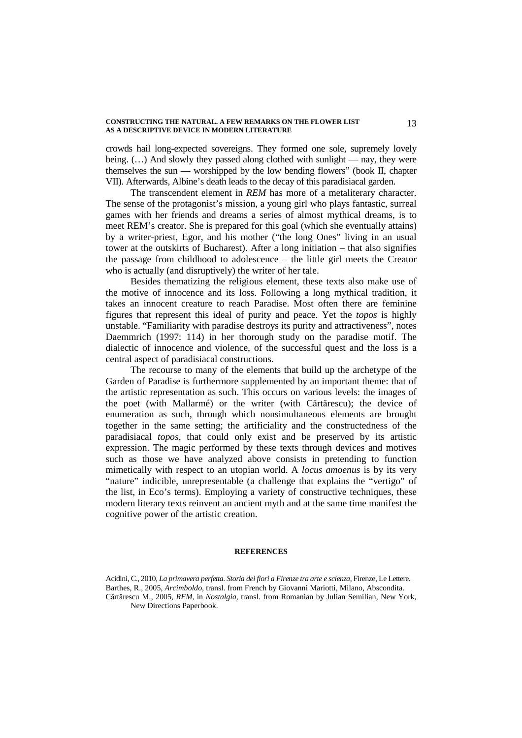crowds hail long-expected sovereigns. They formed one sole, supremely lovely being. (…) And slowly they passed along clothed with sunlight — nay, they were themselves the sun — worshipped by the low bending flowers" (book II, chapter VII). Afterwards, Albine's death leads to the decay of this paradisiacal garden.

The transcendent element in *REM* has more of a metaliterary character. The sense of the protagonist's mission, a young girl who plays fantastic, surreal games with her friends and dreams a series of almost mythical dreams, is to meet REM's creator. She is prepared for this goal (which she eventually attains) by a writer-priest, Egor, and his mother ("the long Ones" living in an usual tower at the outskirts of Bucharest). After a long initiation – that also signifies the passage from childhood to adolescence – the little girl meets the Creator who is actually (and disruptively) the writer of her tale.

Besides thematizing the religious element, these texts also make use of the motive of innocence and its loss. Following a long mythical tradition, it takes an innocent creature to reach Paradise. Most often there are feminine figures that represent this ideal of purity and peace. Yet the *topos* is highly unstable. "Familiarity with paradise destroys its purity and attractiveness", notes Daemmrich (1997: 114) in her thorough study on the paradise motif. The dialectic of innocence and violence, of the successful quest and the loss is a central aspect of paradisiacal constructions.

The recourse to many of the elements that build up the archetype of the Garden of Paradise is furthermore supplemented by an important theme: that of the artistic representation as such. This occurs on various levels: the images of the poet (with Mallarmé) or the writer (with Cărtărescu); the device of enumeration as such, through which nonsimultaneous elements are brought together in the same setting; the artificiality and the constructedness of the paradisiacal *topos*, that could only exist and be preserved by its artistic expression. The magic performed by these texts through devices and motives such as those we have analyzed above consists in pretending to function mimetically with respect to an utopian world. A *locus amoenus* is by its very "nature" indicible, unrepresentable (a challenge that explains the "vertigo" of the list, in Eco's terms). Employing a variety of constructive techniques, these modern literary texts reinvent an ancient myth and at the same time manifest the cognitive power of the artistic creation.

## REFERENCES

Acidini, C., 2010, *La primavera perfetta. Storia dei fiori a Firenze tra arte e scienza*, Firenze, Le Lettere.

Barthes, R., 2005, *Arcimboldo*, transl. from French by Giovanni Mariotti, Milano, Abscondita.

Cărtărescu M., 2005, *REM*, in *Nostalgia*, transl. from Romanian by Julian Semilian, New York, New Directions Paperbook.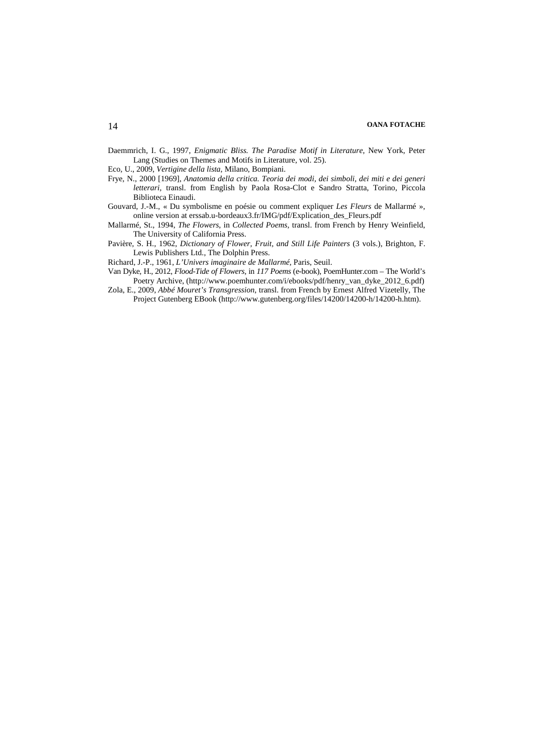Daemmrich, I. G., 1997, *Enigmatic Bliss. The Paradise Motif in Literature*, New York, Peter Lang (Studies on Themes and Motifs in Literature, vol. 25).

Eco, U., 2009, *Vertigine della lista*, Milano, Bompiani.

Frye, N., 2000 [1969], *Anatomia della critica. Teoria dei modi, dei simboli, dei miti e dei generi letterari*, transl. from English by Paola Rosa-Clot e Sandro Stratta, Torino, Piccola Biblioteca Einaudi.

Gouvard, J.-M., « Du symbolisme en poésie ou comment expliquer *Les Fleurs* de Mallarmé », online version at erssab.u-bordeaux3.fr/IMG/pdf/Explication_des_Fleurs.pdf

Mallarmé, St., 1994, *The Flowers*, in *Collected Poems*, transl. from French by Henry Weinfield, The University of California Press.

Pavière, S. H., 1962, *Dictionary of Flower, Fruit, and Still Life Painters* (3 vols.), Brighton, F. Lewis Publishers Ltd., The Dolphin Press.

Richard, J.-P., 1961, *L'Univers imaginaire de Mallarmé*, Paris, Seuil.

Van Dyke, H., 2012, *Flood-Tide of Flowers*, in *117 Poems* (e-book), PoemHunter.com – The World's Poetry Archive, (http://www.poemhunter.com/i/ebooks/pdf/henry_van_dyke_2012_6.pdf)

Zola, E., 2009, *Abbé Mouret's Transgression*, transl. from French by Ernest Alfred Vizetelly, The Project Gutenberg EBook (http://www.gutenberg.org/files/14200/14200-h/14200-h.htm).